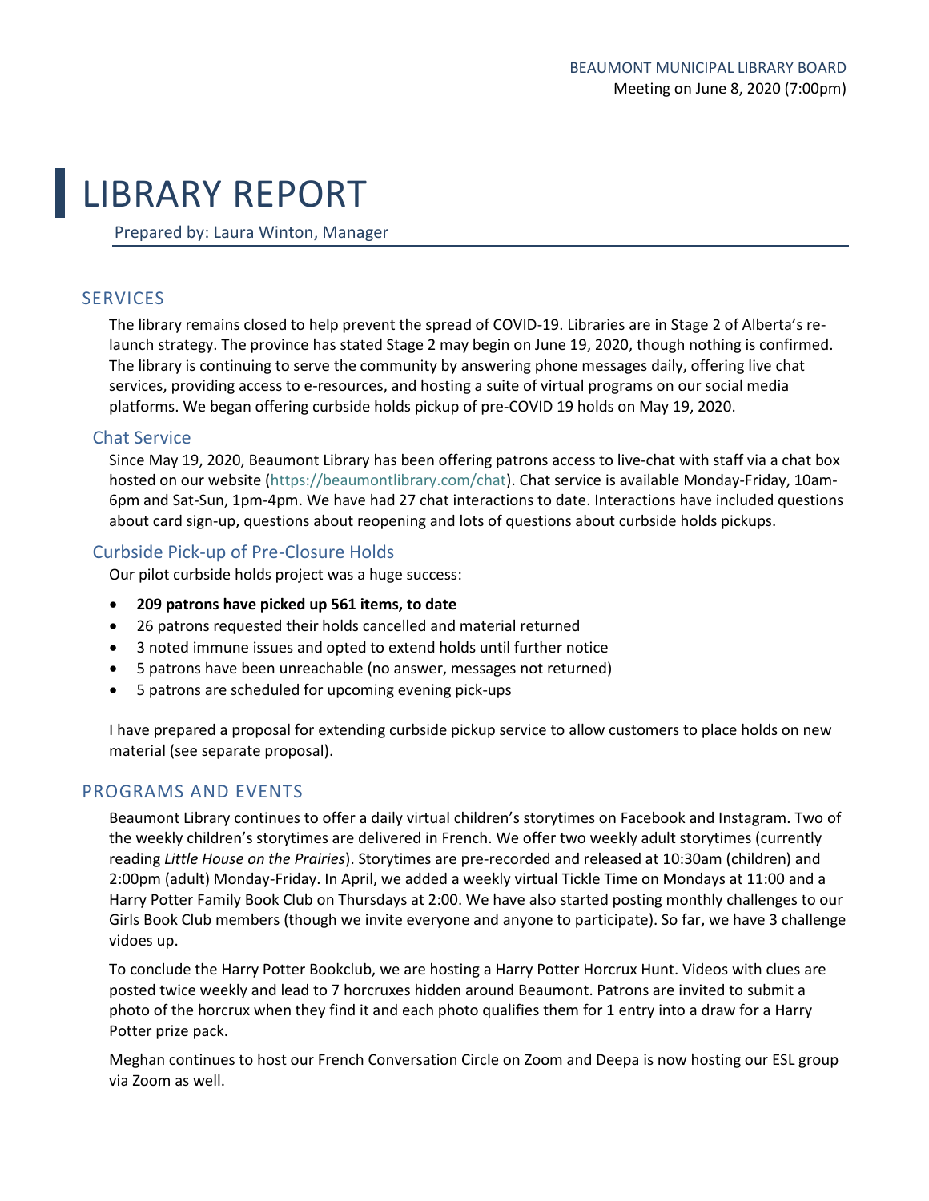BEAUMONT MUNICIPAL LIBRARY BOARD
Meeting on June 8, 2020 (7:00pm)

# LIBRARY REPORT

Prepared by: Laura Winton, Manager

## SERVICES

The library remains closed to help prevent the spread of COVID-19. Libraries are in Stage 2 of Alberta's re-launch strategy. The province has stated Stage 2 may begin on June 19, 2020, though nothing is confirmed. The library is continuing to serve the community by answering phone messages daily, offering live chat services, providing access to e-resources, and hosting a suite of virtual programs on our social media platforms. We began offering curbside holds pickup of pre-COVID 19 holds on May 19, 2020.

### Chat Service

Since May 19, 2020, Beaumont Library has been offering patrons access to live-chat with staff via a chat box hosted on our website (https://beaumontlibrary.com/chat). Chat service is available Monday-Friday, 10am-6pm and Sat-Sun, 1pm-4pm. We have had 27 chat interactions to date. Interactions have included questions about card sign-up, questions about reopening and lots of questions about curbside holds pickups.

### Curbside Pick-up of Pre-Closure Holds

Our pilot curbside holds project was a huge success:

- **209 patrons have picked up 561 items, to date**
- 26 patrons requested their holds cancelled and material returned
- 3 noted immune issues and opted to extend holds until further notice
- 5 patrons have been unreachable (no answer, messages not returned)
- 5 patrons are scheduled for upcoming evening pick-ups

I have prepared a proposal for extending curbside pickup service to allow customers to place holds on new material (see separate proposal).

## PROGRAMS AND EVENTS

Beaumont Library continues to offer a daily virtual children's storytimes on Facebook and Instagram. Two of the weekly children's storytimes are delivered in French. We offer two weekly adult storytimes (currently reading *Little House on the Prairies*). Storytimes are pre-recorded and released at 10:30am (children) and 2:00pm (adult) Monday-Friday. In April, we added a weekly virtual Tickle Time on Mondays at 11:00 and a Harry Potter Family Book Club on Thursdays at 2:00. We have also started posting monthly challenges to our Girls Book Club members (though we invite everyone and anyone to participate). So far, we have 3 challenge vidoes up.

To conclude the Harry Potter Bookclub, we are hosting a Harry Potter Horcrux Hunt. Videos with clues are posted twice weekly and lead to 7 horcruxes hidden around Beaumont. Patrons are invited to submit a photo of the horcrux when they find it and each photo qualifies them for 1 entry into a draw for a Harry Potter prize pack.

Meghan continues to host our French Conversation Circle on Zoom and Deepa is now hosting our ESL group via Zoom as well.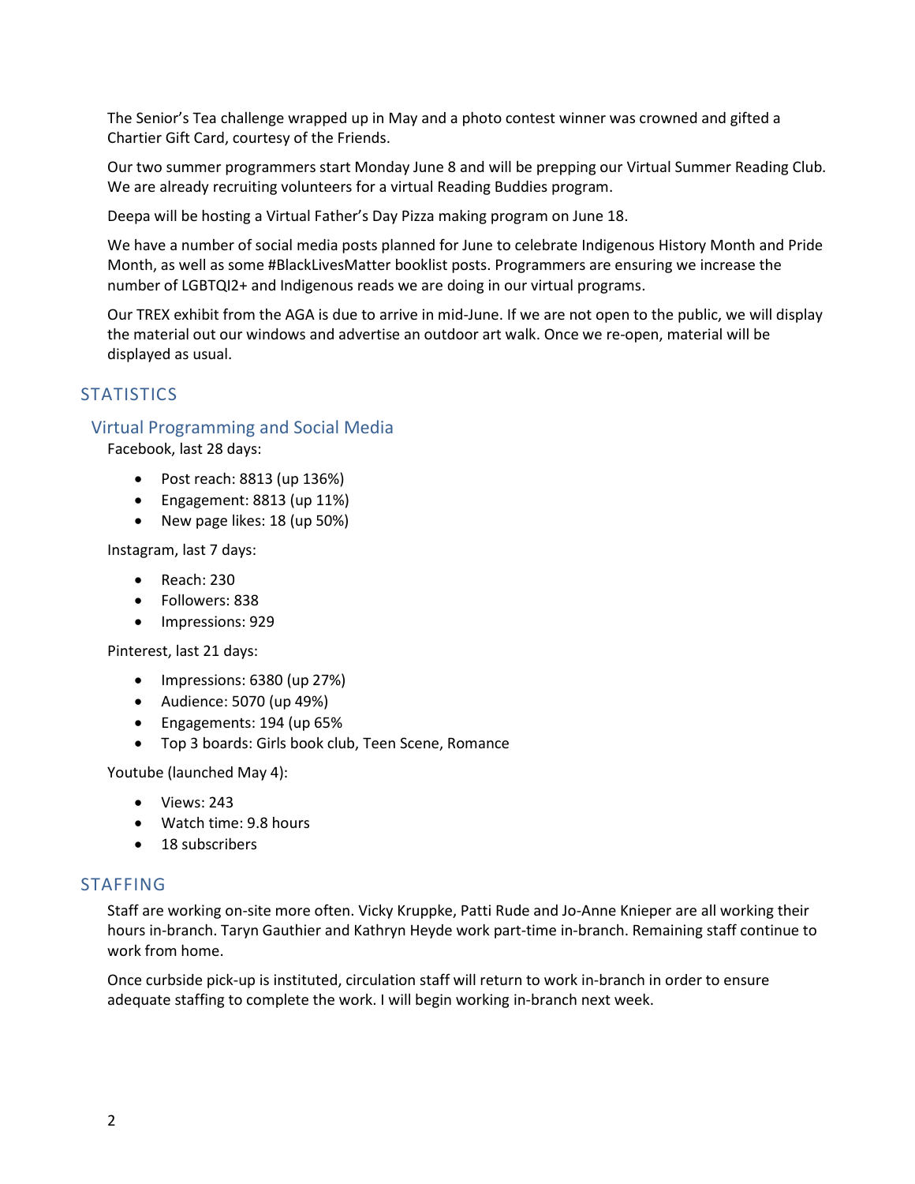The Senior's Tea challenge wrapped up in May and a photo contest winner was crowned and gifted a Chartier Gift Card, courtesy of the Friends.

Our two summer programmers start Monday June 8 and will be prepping our Virtual Summer Reading Club. We are already recruiting volunteers for a virtual Reading Buddies program.

Deepa will be hosting a Virtual Father's Day Pizza making program on June 18.

We have a number of social media posts planned for June to celebrate Indigenous History Month and Pride Month, as well as some #BlackLivesMatter booklist posts. Programmers are ensuring we increase the number of LGBTQI2+ and Indigenous reads we are doing in our virtual programs.

Our TREX exhibit from the AGA is due to arrive in mid-June. If we are not open to the public, we will display the material out our windows and advertise an outdoor art walk. Once we re-open, material will be displayed as usual.

## STATISTICS

### Virtual Programming and Social Media

Facebook, last 28 days:

- Post reach: 8813 (up 136%)
- Engagement: 8813 (up 11%)
- New page likes: 18 (up 50%)

Instagram, last 7 days:

- Reach: 230
- Followers: 838
- Impressions: 929

Pinterest, last 21 days:

- Impressions: 6380 (up 27%)
- Audience: 5070 (up 49%)
- Engagements: 194 (up 65%
- Top 3 boards: Girls book club, Teen Scene, Romance

Youtube (launched May 4):

- Views: 243
- Watch time: 9.8 hours
- 18 subscribers

## STAFFING

Staff are working on-site more often. Vicky Kruppke, Patti Rude and Jo-Anne Knieper are all working their hours in-branch. Taryn Gauthier and Kathryn Heyde work part-time in-branch. Remaining staff continue to work from home.

Once curbside pick-up is instituted, circulation staff will return to work in-branch in order to ensure adequate staffing to complete the work. I will begin working in-branch next week.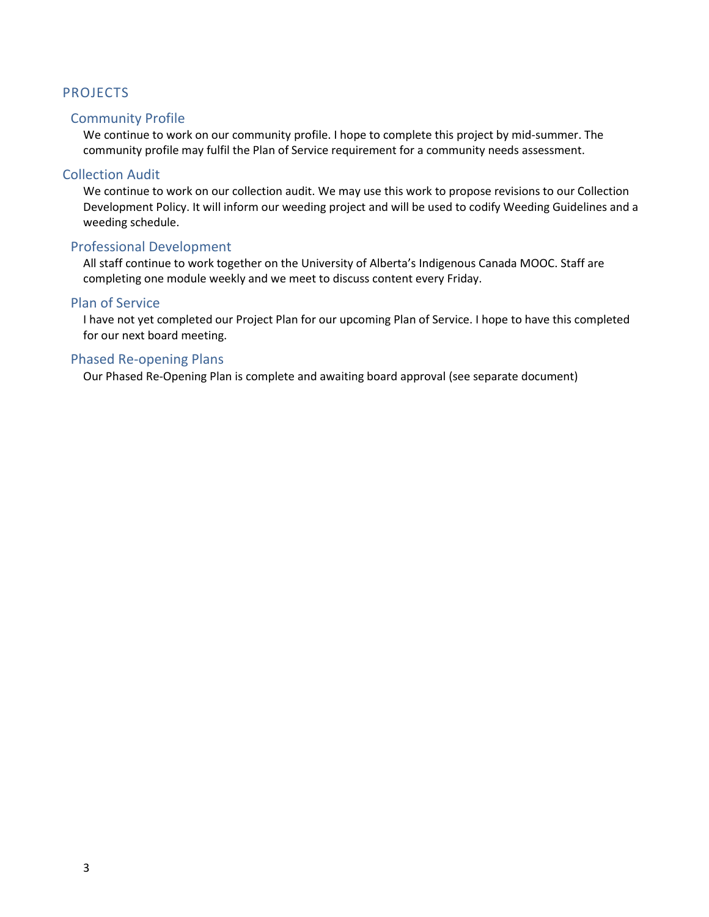# PROJECTS

## Community Profile

We continue to work on our community profile. I hope to complete this project by mid-summer. The community profile may fulfil the Plan of Service requirement for a community needs assessment.

## Collection Audit

We continue to work on our collection audit. We may use this work to propose revisions to our Collection Development Policy. It will inform our weeding project and will be used to codify Weeding Guidelines and a weeding schedule.

## Professional Development

All staff continue to work together on the University of Alberta's Indigenous Canada MOOC. Staff are completing one module weekly and we meet to discuss content every Friday.

## Plan of Service

I have not yet completed our Project Plan for our upcoming Plan of Service. I hope to have this completed for our next board meeting.

## Phased Re-opening Plans

Our Phased Re-Opening Plan is complete and awaiting board approval (see separate document)